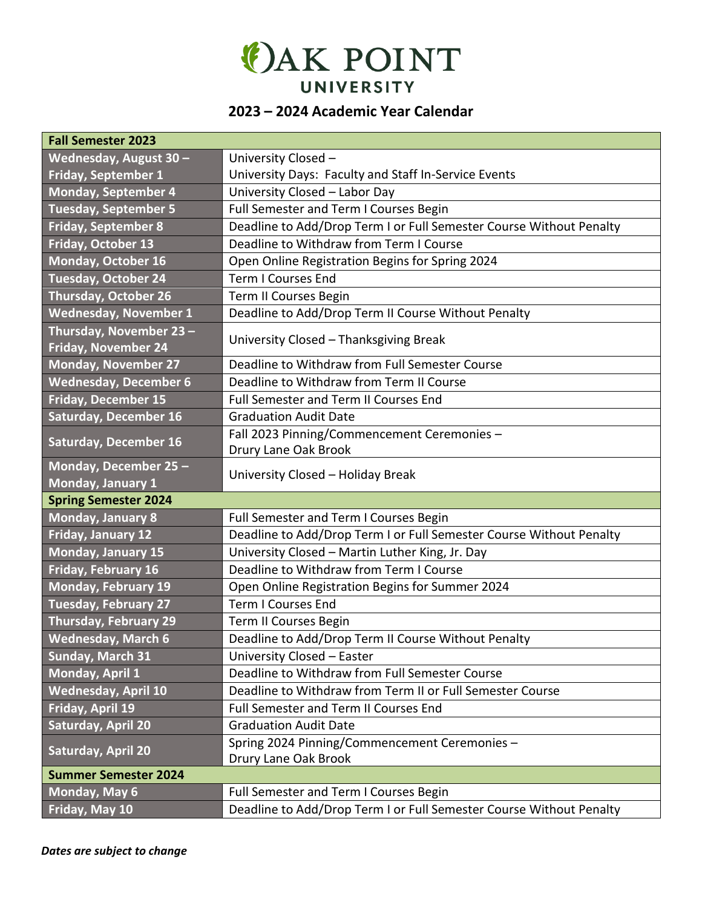# Oak Point University

## 2023 – 2024 Academic Year Calendar

| Fall Semester 2023 | |
|---|---|
| Wednesday, August 30 – Friday, September 1 | University Closed – University Days: Faculty and Staff In-Service Events |
| Monday, September 4 | University Closed – Labor Day |
| Tuesday, September 5 | Full Semester and Term I Courses Begin |
| Friday, September 8 | Deadline to Add/Drop Term I or Full Semester Course Without Penalty |
| Friday, October 13 | Deadline to Withdraw from Term I Course |
| Monday, October 16 | Open Online Registration Begins for Spring 2024 |
| Tuesday, October 24 | Term I Courses End |
| Thursday, October 26 | Term II Courses Begin |
| Wednesday, November 1 | Deadline to Add/Drop Term II Course Without Penalty |
| Thursday, November 23 – Friday, November 24 | University Closed – Thanksgiving Break |
| Monday, November 27 | Deadline to Withdraw from Full Semester Course |
| Wednesday, December 6 | Deadline to Withdraw from Term II Course |
| Friday, December 15 | Full Semester and Term II Courses End |
| Saturday, December 16 | Graduation Audit Date |
| Saturday, December 16 | Fall 2023 Pinning/Commencement Ceremonies – Drury Lane Oak Brook |
| Monday, December 25 – Monday, January 1 | University Closed – Holiday Break |
| **Spring Semester 2024** | |
| Monday, January 8 | Full Semester and Term I Courses Begin |
| Friday, January 12 | Deadline to Add/Drop Term I or Full Semester Course Without Penalty |
| Monday, January 15 | University Closed – Martin Luther King, Jr. Day |
| Friday, February 16 | Deadline to Withdraw from Term I Course |
| Monday, February 19 | Open Online Registration Begins for Summer 2024 |
| Tuesday, February 27 | Term I Courses End |
| Thursday, February 29 | Term II Courses Begin |
| Wednesday, March 6 | Deadline to Add/Drop Term II Course Without Penalty |
| Sunday, March 31 | University Closed – Easter |
| Monday, April 1 | Deadline to Withdraw from Full Semester Course |
| Wednesday, April 10 | Deadline to Withdraw from Term II or Full Semester Course |
| Friday, April 19 | Full Semester and Term II Courses End |
| Saturday, April 20 | Graduation Audit Date |
| Saturday, April 20 | Spring 2024 Pinning/Commencement Ceremonies – Drury Lane Oak Brook |
| **Summer Semester 2024** | |
| Monday, May 6 | Full Semester and Term I Courses Begin |
| Friday, May 10 | Deadline to Add/Drop Term I or Full Semester Course Without Penalty |

***Dates are subject to change***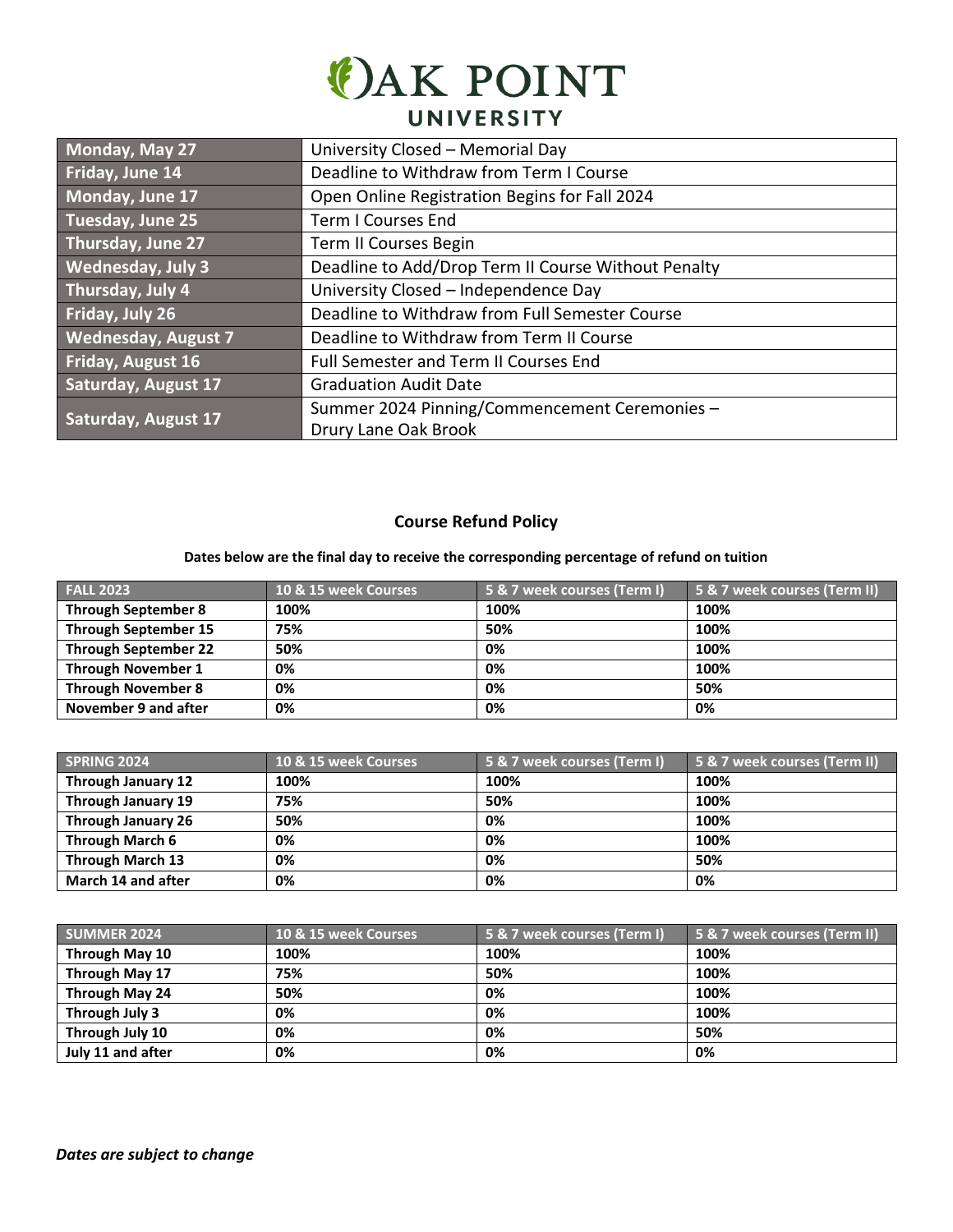# OAK POINT UNIVERSITY

| | |
|---|---|
| Monday, May 27 | University Closed – Memorial Day |
| Friday, June 14 | Deadline to Withdraw from Term I Course |
| Monday, June 17 | Open Online Registration Begins for Fall 2024 |
| Tuesday, June 25 | Term I Courses End |
| Thursday, June 27 | Term II Courses Begin |
| Wednesday, July 3 | Deadline to Add/Drop Term II Course Without Penalty |
| Thursday, July 4 | University Closed – Independence Day |
| Friday, July 26 | Deadline to Withdraw from Full Semester Course |
| Wednesday, August 7 | Deadline to Withdraw from Term II Course |
| Friday, August 16 | Full Semester and Term II Courses End |
| Saturday, August 17 | Graduation Audit Date |
| Saturday, August 17 | Summer 2024 Pinning/Commencement Ceremonies – Drury Lane Oak Brook |

## Course Refund Policy

**Dates below are the final day to receive the corresponding percentage of refund on tuition**

| FALL 2023 | 10 & 15 week Courses | 5 & 7 week courses (Term I) | 5 & 7 week courses (Term II) |
|---|---|---|---|
| **Through September 8** | **100%** | **100%** | **100%** |
| **Through September 15** | **75%** | **50%** | **100%** |
| **Through September 22** | **50%** | **0%** | **100%** |
| **Through November 1** | **0%** | **0%** | **100%** |
| **Through November 8** | **0%** | **0%** | **50%** |
| **November 9 and after** | **0%** | **0%** | **0%** |

| SPRING 2024 | 10 & 15 week Courses | 5 & 7 week courses (Term I) | 5 & 7 week courses (Term II) |
|---|---|---|---|
| **Through January 12** | **100%** | **100%** | **100%** |
| **Through January 19** | **75%** | **50%** | **100%** |
| **Through January 26** | **50%** | **0%** | **100%** |
| **Through March 6** | **0%** | **0%** | **100%** |
| **Through March 13** | **0%** | **0%** | **50%** |
| **March 14 and after** | **0%** | **0%** | **0%** |

| SUMMER 2024 | 10 & 15 week Courses | 5 & 7 week courses (Term I) | 5 & 7 week courses (Term II) |
|---|---|---|---|
| **Through May 10** | **100%** | **100%** | **100%** |
| **Through May 17** | **75%** | **50%** | **100%** |
| **Through May 24** | **50%** | **0%** | **100%** |
| **Through July 3** | **0%** | **0%** | **100%** |
| **Through July 10** | **0%** | **0%** | **50%** |
| **July 11 and after** | **0%** | **0%** | **0%** |

***Dates are subject to change***